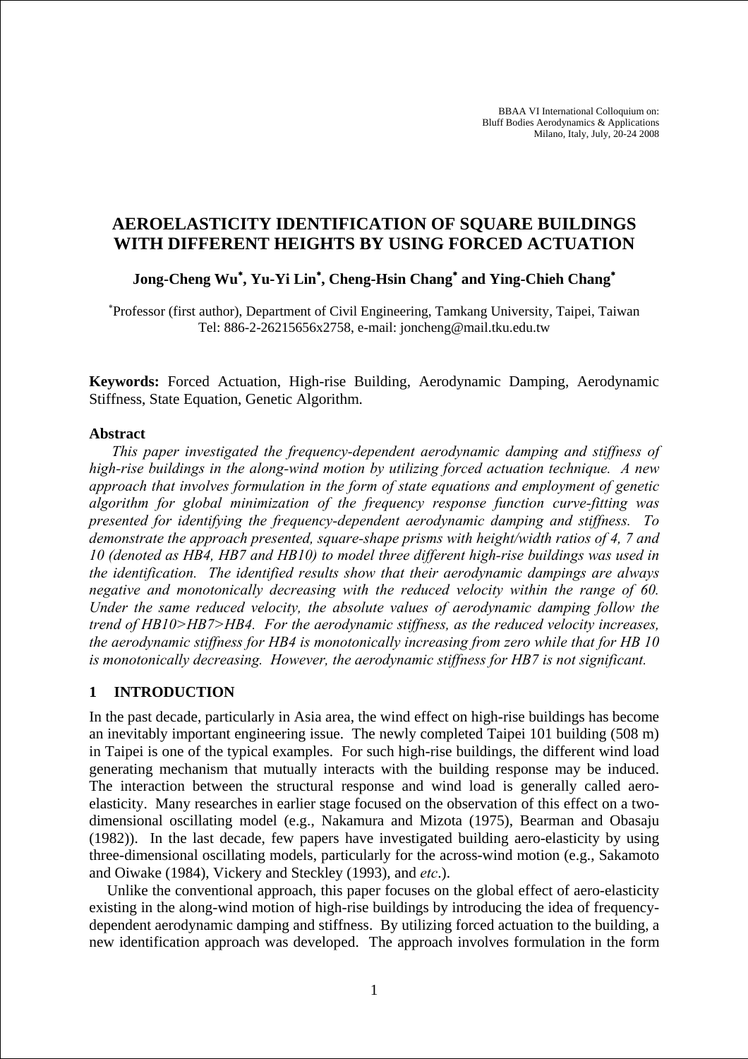BBAA VI International Colloquium on:
Bluff Bodies Aerodynamics & Applications
Milano, Italy, July, 20-24 2008

# AEROELASTICITY IDENTIFICATION OF SQUARE BUILDINGS WITH DIFFERENT HEIGHTS BY USING FORCED ACTUATION

**Jong-Cheng Wu[*], Yu-Yi Lin[*], Cheng-Hsin Chang[*] and Ying-Chieh Chang[*]**

[*]Professor (first author), Department of Civil Engineering, Tamkang University, Taipei, Taiwan
Tel: 886-2-26215656x2758, e-mail: joncheng@mail.tku.edu.tw

**Keywords:** Forced Actuation, High-rise Building, Aerodynamic Damping, Aerodynamic Stiffness, State Equation, Genetic Algorithm.

## Abstract

*This paper investigated the frequency-dependent aerodynamic damping and stiffness of high-rise buildings in the along-wind motion by utilizing forced actuation technique. A new approach that involves formulation in the form of state equations and employment of genetic algorithm for global minimization of the frequency response function curve-fitting was presented for identifying the frequency-dependent aerodynamic damping and stiffness. To demonstrate the approach presented, square-shape prisms with height/width ratios of 4, 7 and 10 (denoted as HB4, HB7 and HB10) to model three different high-rise buildings was used in the identification. The identified results show that their aerodynamic dampings are always negative and monotonically decreasing with the reduced velocity within the range of 60. Under the same reduced velocity, the absolute values of aerodynamic damping follow the trend of HB10>HB7>HB4. For the aerodynamic stiffness, as the reduced velocity increases, the aerodynamic stiffness for HB4 is monotonically increasing from zero while that for HB 10 is monotonically decreasing. However, the aerodynamic stiffness for HB7 is not significant.*

## 1 INTRODUCTION

In the past decade, particularly in Asia area, the wind effect on high-rise buildings has become an inevitably important engineering issue. The newly completed Taipei 101 building (508 m) in Taipei is one of the typical examples. For such high-rise buildings, the different wind load generating mechanism that mutually interacts with the building response may be induced. The interaction between the structural response and wind load is generally called aero-elasticity. Many researches in earlier stage focused on the observation of this effect on a two-dimensional oscillating model (e.g., Nakamura and Mizota (1975), Bearman and Obasaju (1982)). In the last decade, few papers have investigated building aero-elasticity by using three-dimensional oscillating models, particularly for the across-wind motion (e.g., Sakamoto and Oiwake (1984), Vickery and Steckley (1993), and *etc*.).

Unlike the conventional approach, this paper focuses on the global effect of aero-elasticity existing in the along-wind motion of high-rise buildings by introducing the idea of frequency-dependent aerodynamic damping and stiffness. By utilizing forced actuation to the building, a new identification approach was developed. The approach involves formulation in the form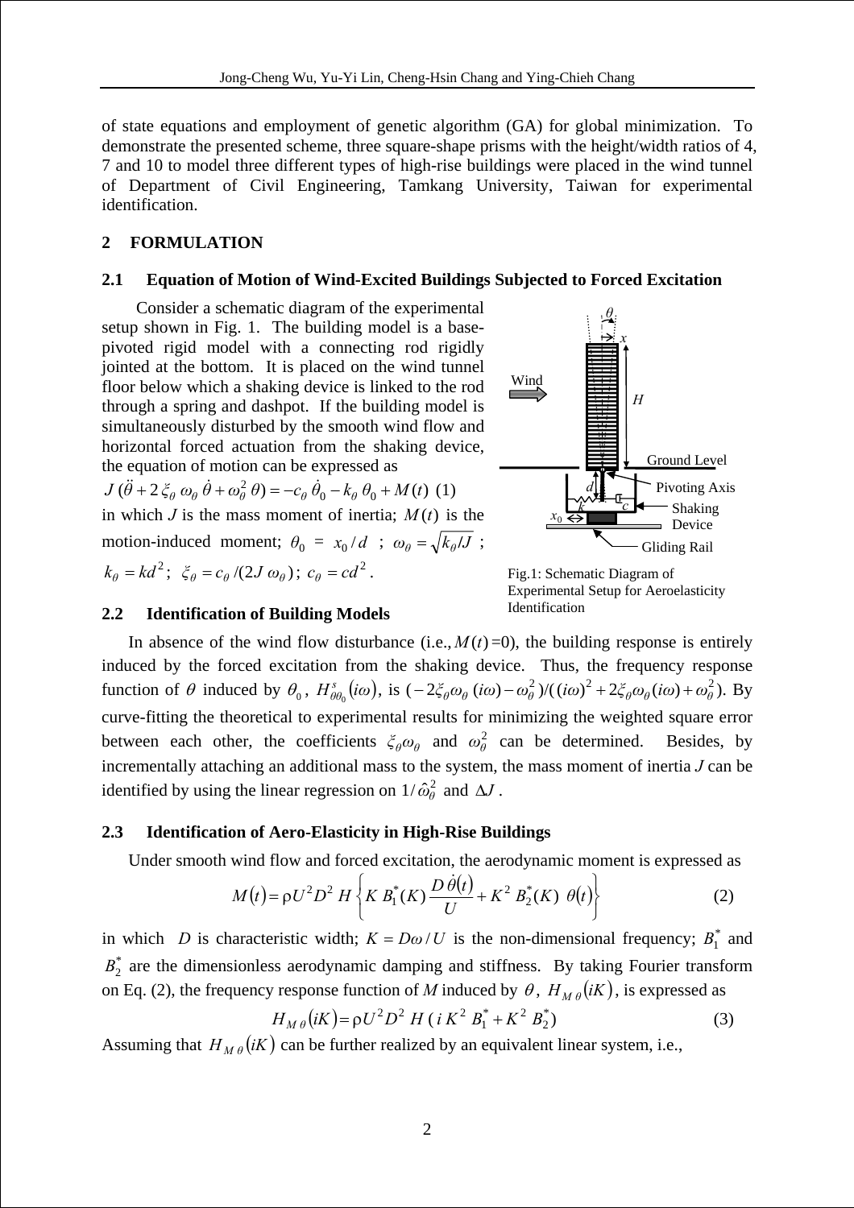of state equations and employment of genetic algorithm (GA) for global minimization. To demonstrate the presented scheme, three square-shape prisms with the height/width ratios of 4, 7 and 10 to model three different types of high-rise buildings were placed in the wind tunnel of Department of Civil Engineering, Tamkang University, Taiwan for experimental identification.

## 2 FORMULATION

### 2.1 Equation of Motion of Wind-Excited Buildings Subjected to Forced Excitation

Consider a schematic diagram of the experimental setup shown in Fig. 1. The building model is a base-pivoted rigid model with a connecting rod rigidly jointed at the bottom. It is placed on the wind tunnel floor below which a shaking device is linked to the rod through a spring and dashpot. If the building model is simultaneously disturbed by the smooth wind flow and horizontal forced actuation from the shaking device, the equation of motion can be expressed as

$$J\,(\ddot{\theta} + 2\,\xi_\theta\,\omega_\theta\,\dot{\theta} + \omega_\theta^2\,\theta) = -c_\theta\,\dot{\theta}_0 - k_\theta\,\theta_0 + M(t) \quad (1)$$

in which $J$ is the mass moment of inertia; $M(t)$ is the motion-induced moment; $\theta_0 = x_0/d$ ; $\omega_\theta = \sqrt{k_\theta/J}$ ; $k_\theta = kd^2$; $\xi_\theta = c_\theta/(2J\,\omega_\theta)$; $c_\theta = cd^2$.

Fig.1: Schematic Diagram of Experimental Setup for Aeroelasticity Identification

### 2.2 Identification of Building Models

In absence of the wind flow disturbance (i.e., $M(t)$=0), the building response is entirely induced by the forced excitation from the shaking device. Thus, the frequency response function of $\theta$ induced by $\theta_0$, $H^s_{\theta\theta_0}(i\omega)$, is $(-2\xi_\theta\omega_\theta(i\omega)-\omega_\theta^2)/((i\omega)^2+2\xi_\theta\omega_\theta(i\omega)+\omega_\theta^2)$. By curve-fitting the theoretical to experimental results for minimizing the weighted square error between each other, the coefficients $\xi_\theta\omega_\theta$ and $\omega_\theta^2$ can be determined. Besides, by incrementally attaching an additional mass to the system, the mass moment of inertia $J$ can be identified by using the linear regression on $1/\hat{\omega}_\theta^2$ and $\Delta J$.

### 2.3 Identification of Aero-Elasticity in High-Rise Buildings

Under smooth wind flow and forced excitation, the aerodynamic moment is expressed as

$$M(t) = \rho U^2 D^2\, H \left\{ K\, B_1^*(K)\, \frac{D\,\dot{\theta}(t)}{U} + K^2\, B_2^*(K)\;\theta(t) \right\} \quad (2)$$

in which $D$ is characteristic width; $K = D\omega/U$ is the non-dimensional frequency; $B_1^*$ and $B_2^*$ are the dimensionless aerodynamic damping and stiffness. By taking Fourier transform on Eq. (2), the frequency response function of $M$ induced by $\theta$, $H_{M\theta}(iK)$, is expressed as

$$H_{M\theta}(iK) = \rho U^2 D^2\, H\,(\,i\,K^2\,B_1^* + K^2\,B_2^*) \quad (3)$$

Assuming that $H_{M\theta}(iK)$ can be further realized by an equivalent linear system, i.e.,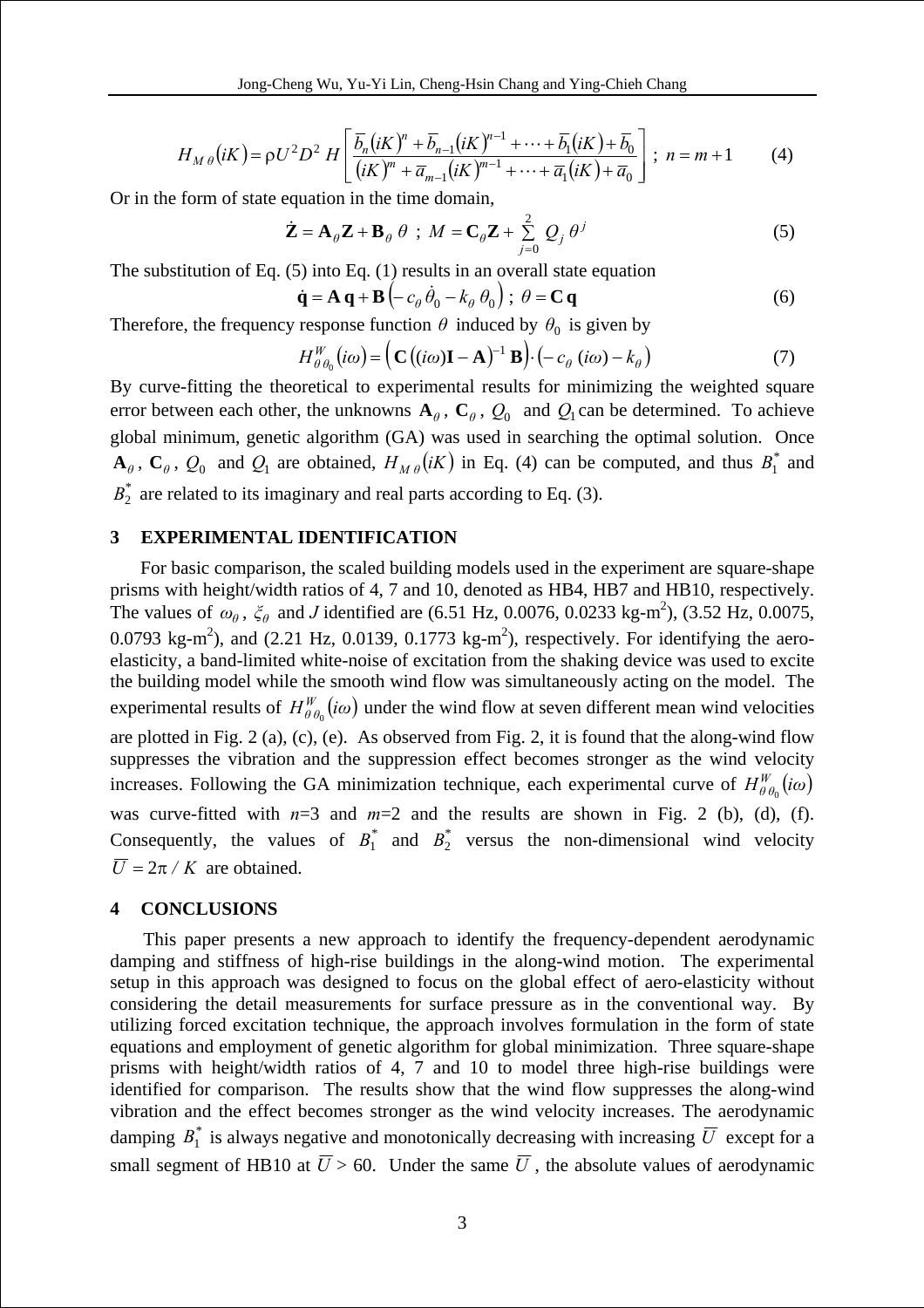$$H_{M\theta}(iK) = \rho U^2 D^2 \, H \left[ \frac{\overline{b}_n (iK)^n + \overline{b}_{n-1} (iK)^{n-1} + \cdots + \overline{b}_1 (iK) + \overline{b}_0}{(iK)^m + \overline{a}_{m-1} (iK)^{m-1} + \cdots + \overline{a}_1 (iK) + \overline{a}_0} \right] \; ; \; n = m+1 \tag{4}$$

Or in the form of state equation in the time domain,

$$\dot{\mathbf{Z}} = \mathbf{A}_\theta \mathbf{Z} + \mathbf{B}_\theta \, \theta \;\; ; \;\; M = \mathbf{C}_\theta \mathbf{Z} + \sum_{j=0}^{2} Q_j \, \theta^j \tag{5}$$

The substitution of Eq. (5) into Eq. (1) results in an overall state equation

$$\dot{\mathbf{q}} = \mathbf{A}\,\mathbf{q} + \mathbf{B}\left(-c_\theta \, \dot{\theta}_0 - k_\theta \, \theta_0\right) \; ; \; \theta = \mathbf{C}\,\mathbf{q} \tag{6}$$

Therefore, the frequency response function $\theta$ induced by $\theta_0$ is given by

$$H_{\theta\theta_0}^{W}(i\omega) = \left( \mathbf{C}\left((i\omega)\mathbf{I} - \mathbf{A}\right)^{-1} \mathbf{B} \right) \cdot \left(-c_\theta \,(i\omega) - k_\theta\right) \tag{7}$$

By curve-fitting the theoretical to experimental results for minimizing the weighted square error between each other, the unknowns $\mathbf{A}_\theta$, $\mathbf{C}_\theta$, $Q_0$ and $Q_1$ can be determined. To achieve global minimum, genetic algorithm (GA) was used in searching the optimal solution. Once $\mathbf{A}_\theta$, $\mathbf{C}_\theta$, $Q_0$ and $Q_1$ are obtained, $H_{M\theta}(iK)$ in Eq. (4) can be computed, and thus $B_1^*$ and $B_2^*$ are related to its imaginary and real parts according to Eq. (3).

## 3 EXPERIMENTAL IDENTIFICATION

For basic comparison, the scaled building models used in the experiment are square-shape prisms with height/width ratios of 4, 7 and 10, denoted as HB4, HB7 and HB10, respectively. The values of $\omega_\theta$, $\xi_\theta$ and $J$ identified are (6.51 Hz, 0.0076, 0.0233 kg-m$^2$), (3.52 Hz, 0.0075, 0.0793 kg-m$^2$), and (2.21 Hz, 0.0139, 0.1773 kg-m$^2$), respectively. For identifying the aero-elasticity, a band-limited white-noise of excitation from the shaking device was used to excite the building model while the smooth wind flow was simultaneously acting on the model. The experimental results of $H_{\theta\theta_0}^{W}(i\omega)$ under the wind flow at seven different mean wind velocities are plotted in Fig. 2 (a), (c), (e). As observed from Fig. 2, it is found that the along-wind flow suppresses the vibration and the suppression effect becomes stronger as the wind velocity increases. Following the GA minimization technique, each experimental curve of $H_{\theta\theta_0}^{W}(i\omega)$ was curve-fitted with $n$=3 and $m$=2 and the results are shown in Fig. 2 (b), (d), (f). Consequently, the values of $B_1^*$ and $B_2^*$ versus the non-dimensional wind velocity $\overline{U} = 2\pi / K$ are obtained.

## 4 CONCLUSIONS

This paper presents a new approach to identify the frequency-dependent aerodynamic damping and stiffness of high-rise buildings in the along-wind motion. The experimental setup in this approach was designed to focus on the global effect of aero-elasticity without considering the detail measurements for surface pressure as in the conventional way. By utilizing forced excitation technique, the approach involves formulation in the form of state equations and employment of genetic algorithm for global minimization. Three square-shape prisms with height/width ratios of 4, 7 and 10 to model three high-rise buildings were identified for comparison. The results show that the wind flow suppresses the along-wind vibration and the effect becomes stronger as the wind velocity increases. The aerodynamic damping $B_1^*$ is always negative and monotonically decreasing with increasing $\overline{U}$ except for a small segment of HB10 at $\overline{U} > 60$. Under the same $\overline{U}$, the absolute values of aerodynamic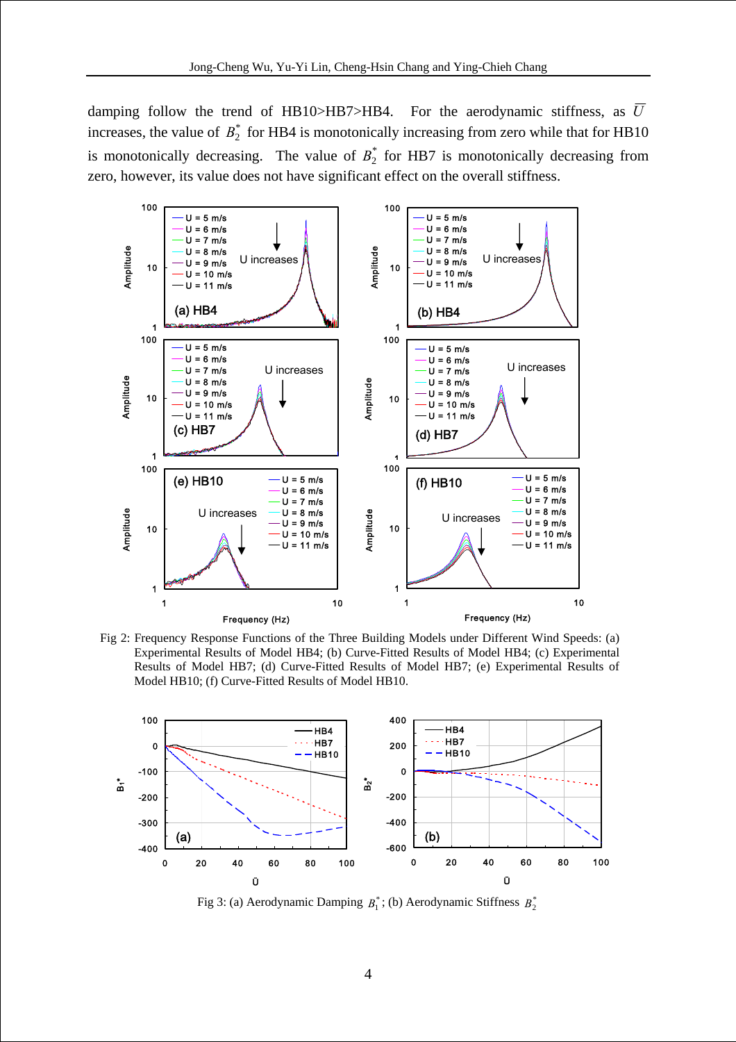damping follow the trend of HB10>HB7>HB4. For the aerodynamic stiffness, as $\overline{U}$ increases, the value of $B_2^*$ for HB4 is monotonically increasing from zero while that for HB10 is monotonically decreasing. The value of $B_2^*$ for HB7 is monotonically decreasing from zero, however, its value does not have significant effect on the overall stiffness.

(a) HB4
(b) HB4
(c) HB7
(d) HB7
(e) HB10
(f) HB10

U = 5 m/s
U = 6 m/s
U = 7 m/s
U = 8 m/s
U = 9 m/s
U = 10 m/s
U = 11 m/s

U increases

Amplitude

Frequency (Hz)

1
10
100

Fig 2: Frequency Response Functions of the Three Building Models under Different Wind Speeds: (a) Experimental Results of Model HB4; (b) Curve-Fitted Results of Model HB4; (c) Experimental Results of Model HB7; (d) Curve-Fitted Results of Model HB7; (e) Experimental Results of Model HB10; (f) Curve-Fitted Results of Model HB10.

(a)
(b)

HB4
HB7
HB10

$B_1^*$

$B_2^*$

$\bar{U}$

100
0
-100
-200
-300
-400

400
200
0
-200
-400
-600

0
20
40
60
80
100

Fig 3: (a) Aerodynamic Damping $B_1^*$; (b) Aerodynamic Stiffness $B_2^*$